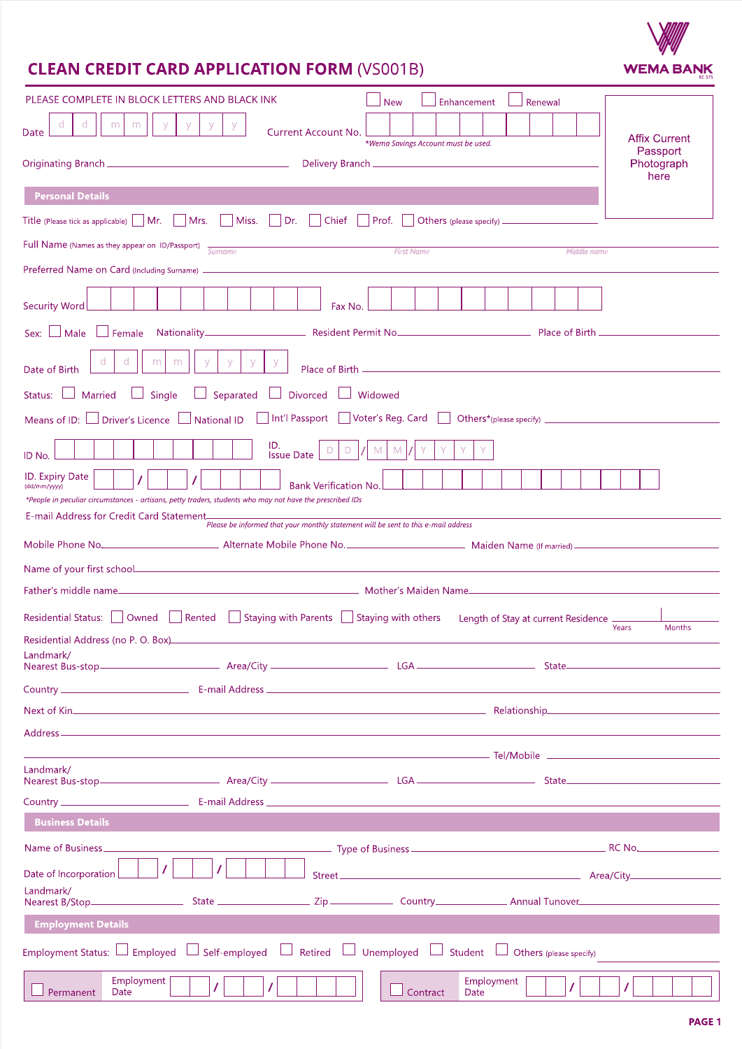# CLEAN CREDIT CARD APPLICATION FORM (VS001B)

WEMA BANK
RC 575

PLEASE COMPLETE IN BLOCK LETTERS AND BLACK INK

☐ New ☐ Enhancement ☐ Renewal

Date d d m m y y y y

Current Account No.
*Wema Savings Account must be used.

Originating Branch ____________________ Delivery Branch ____________________

Affix Current Passport Photograph here

## Personal Details

Title (Please tick as applicable) ☐ Mr. ☐ Mrs. ☐ Miss. ☐ Dr. ☐ Chief ☐ Prof. ☐ Others (please specify) ____________

Full Name (Names as they appear on ID/Passport) ____________
Surname | First Name | Middle name

Preferred Name on Card (Including Surname) ____________________

Security Word ____________ Fax No. ____________

Sex: ☐ Male ☐ Female Nationality ____________ Resident Permit No. ____________ Place of Birth ____________

Date of Birth d d m m y y y y Place of Birth ____________

Status: ☐ Married ☐ Single ☐ Separated ☐ Divorced ☐ Widowed

Means of ID: ☐ Driver's Licence ☐ National ID ☐ Int'l Passport ☐ Voter's Reg. Card ☐ Others*(please specify) ____________

ID No. ____________ ID. Issue Date D D / M M / Y Y Y Y

ID. Expiry Date (dd/mm/yyyy) ___ / ___ / ___ Bank Verification No. ____________

*People in peculiar circumstances - artisans, petty traders, students who may not have the prescribed IDs

E-mail Address for Credit Card Statement ____________________
*Please be informed that your monthly statement will be sent to this e-mail address*

Mobile Phone No. ____________ Alternate Mobile Phone No. ____________ Maiden Name (If married) ____________

Name of your first school ____________________

Father's middle name ____________ Mother's Maiden Name ____________

Residential Status: ☐ Owned ☐ Rented ☐ Staying with Parents ☐ Staying with others Length of Stay at current Residence ____ Years ____ Months

Residential Address (no P. O. Box) ____________________

Landmark/ Nearest Bus-stop ____________ Area/City ____________ LGA ____________ State ____________

Country ____________ E-mail Address ____________

Next of Kin ____________________ Relationship ____________

Address ____________________

____________________ Tel/Mobile ____________

Landmark/ Nearest Bus-stop ____________ Area/City ____________ LGA ____________ State ____________

Country ____________ E-mail Address ____________

## Business Details

Name of Business ____________ Type of Business ____________ RC No. ____________

Date of Incorporation ___ / ___ / ___ Street ____________ Area/City ____________

Landmark/ Nearest B/Stop ____________ State ____________ Zip ____________ Country ____________ Annual Tunover ____________

## Employment Details

Employment Status: ☐ Employed ☐ Self-employed ☐ Retired ☐ Unemployed ☐ Student ☐ Others (please specify) ____________

☐ Permanent Employment Date ___ / ___ / ___ ☐ Contract Employment Date ___ / ___ / ___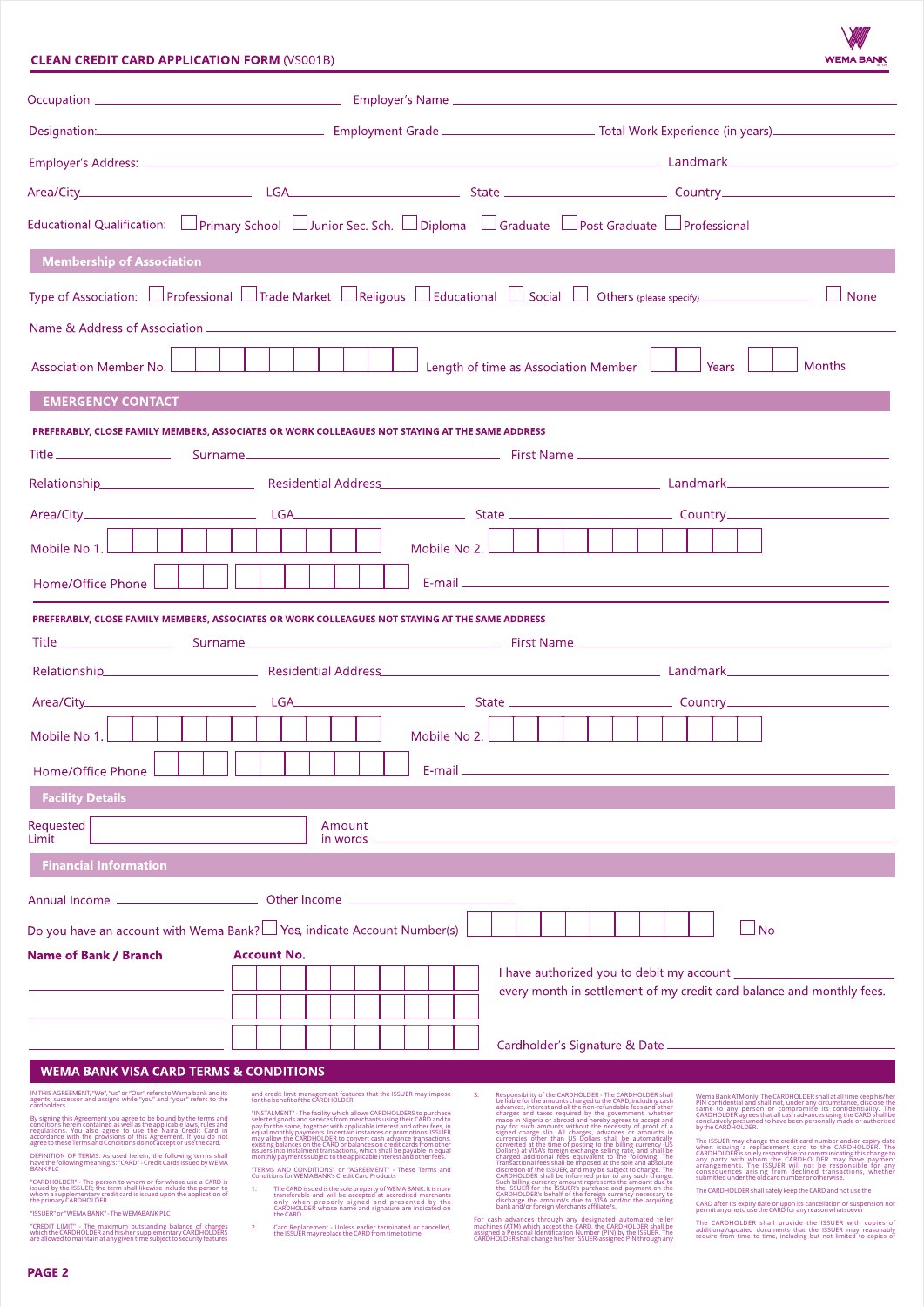## CLEAN CREDIT CARD APPLICATION FORM (VS001B)

WEMA BANK

Occupation ______________________ Employer's Name ______________________

Designation: ______________________ Employment Grade ______________________ Total Work Experience (in years) ______________________

Employer's Address: ______________________ Landmark ______________________

Area/City ______________________ LGA ______________________ State ______________________ Country ______________________

Educational Qualification: ☐ Primary School ☐ Junior Sec. Sch. ☐ Diploma ☐ Graduate ☐ Post Graduate ☐ Professional

### Membership of Association

Type of Association: ☐ Professional ☐ Trade Market ☐ Religous ☐ Educational ☐ Social ☐ Others (please specify) ______________________ ☐ None

Name & Address of Association ______________________

Association Member No. ☐☐☐☐☐☐☐☐☐☐ Length of time as Association Member ☐☐ Years ☐☐ Months

### EMERGENCY CONTACT

**PREFERABLY, CLOSE FAMILY MEMBERS, ASSOCIATES OR WORK COLLEAGUES NOT STAYING AT THE SAME ADDRESS**

Title ______________________ Surname ______________________ First Name ______________________

Relationship ______________________ Residential Address ______________________ Landmark ______________________

Area/City ______________________ LGA ______________________ State ______________________ Country ______________________

Mobile No 1. ☐☐☐☐☐☐☐☐☐☐☐ Mobile No 2. ☐☐☐☐☐☐☐☐☐☐☐

Home/Office Phone ☐☐☐ ☐☐☐☐☐☐☐ E-mail ______________________

**PREFERABLY, CLOSE FAMILY MEMBERS, ASSOCIATES OR WORK COLLEAGUES NOT STAYING AT THE SAME ADDRESS**

Title ______________________ Surname ______________________ First Name ______________________

Relationship ______________________ Residential Address ______________________ Landmark ______________________

Area/City ______________________ LGA ______________________ State ______________________ Country ______________________

Mobile No 1. ☐☐☐☐☐☐☐☐☐☐☐ Mobile No 2. ☐☐☐☐☐☐☐☐☐☐☐

Home/Office Phone ☐☐☐ ☐☐☐☐☐☐☐ E-mail ______________________

### Facility Details

Requested Limit ☐ Amount in words ______________________

### Financial Information

Annual Income ______________________ Other Income ______________________

Do you have an account with Wema Bank? ☐ Yes, indicate Account Number(s) ☐☐☐☐☐☐☐☐☐☐ ☐ No

| Name of Bank / Branch | Account No. |
|---|---|
| | ☐☐☐☐☐☐☐☐☐☐ |
| | ☐☐☐☐☐☐☐☐☐☐ |
| | ☐☐☐☐☐☐☐☐☐☐ |

I have authorized you to debit my account ______________________ every month in settlement of my credit card balance and monthly fees.

Cardholder's Signature & Date ______________________

### WEMA BANK VISA CARD TERMS & CONDITIONS

IN THIS AGREEMENT, "We", "us" or "Our" refers to Wema bank and its agents, successor and assigns while "you" and "your" refers to the cardholders.

By signing this Agreement you agree to be bound by the terms and conditions herein contained as well as the applicable laws, rules and regulations. You also agree to use the Naira Credit Card in accordance with the provisions of this Agreement. If you do not agree to these Terms and Conditions do not accept or use the card.

DEFINITION OF TERMS: As used herein, the following terms shall have the following meaning/s: "CARD" - Credit Cards issued by WEMA BANK PLC

"CARDHOLDER" - The person to whom or for whose use a CARD is issued by the ISSUER; the term shall likewise include the person to whom a supplementary credit card is issued upon the application of the primary CARDHOLDER

"ISSUER" or "WEMA BANK" - The WEMABANK PLC

"CREDIT LIMIT" - The maximum outstanding balance of charges which the CARDHOLDER and his/her supplementary CARDHOLDERS are allowed to maintain at any given time subject to security features and credit limit management features that the ISSUER may impose for the benefit of the CARDHOLDER

"INSTALMENT" - The facility which allows CARDHOLDERS to purchase selected goods and services from merchants using their CARD and to pay for the same, together with applicable interest and other fees, in equal monthly payments. In certain instances or promotions, ISSUER may allow the CARDHOLDER to convert cash advance transactions, existing balances on the CARD or balances on credit cards from other issuers into instalment transactions, which shall be payable in equal monthly payments subject to the applicable interest and other fees.

"TERMS AND CONDITIONS" or "AGREEMENT" - These Terms and Conditions for WEMA BANK's Credit Card Products

1. The CARD issued is the sole property of WEMA BANK. It is non-transferable and will be accepted at accredited merchants only when properly signed and presented by the CARDHOLDER whose name and signature are indicated on the CARD.

2. Card Replacement - Unless earlier terminated or cancelled, the ISSUER may replace the CARD from time to time.

3. Responsibility of the CARDHOLDER - The CARDHOLDER shall be liable for the amounts charged to the CARD, including cash advances, interest and all the non-refundable fees and other charges and taxes required by the government, whether made in Nigeria or abroad and hereby agrees to accept and pay for such amounts without the necessity of proof of a signed charge slip. All charges, advances or amounts in currencies other than US Dollars shall be automatically converted at the time of posting to the billing currency (US Dollars) at VISA's foreign exchange selling rate, and shall be charged additional fees equivalent to the following: The Transactional fees shall be imposed at the sole and absolute discretion of the ISSUER, and may be subject to change. The CARDHOLDER shall be informed prior to any such change. Such billing currency amount represents the amount due to the ISSUER for the ISSUER's purchase and payment on the CARDHOLDER's behalf of the foreign currency necessary to discharge the amount/s due to VISA and/or the acquiring bank and/or foreign Merchants affiliate/s.

For cash advances through any designated automated teller machines (ATM) which accept the CARD, the CARDHOLDER shall be assigned a Personal Identification Number (PIN) by the ISSUER. The CARDHOLDER shall change his/her ISSUER-assigned PIN through any Wema Bank ATM only. The CARDHOLDER shall at all time keep his/her PIN confidential and shall not, under any circumstance, disclose the same to any person or compromise its confidentiality. The CARDHOLDER agrees that all cash advances using the CARD shall be conclusively presumed to have been personally made or authorised by the CARDHOLDER.

The ISSUER may change the credit card number and/or expiry date when issuing a replacement card to the CARDHOLDER. The CARDHOLDER is solely responsible for communicating this change to any party with whom the CARDHOLDER may have payment arrangements. The ISSUER will not be responsible for any consequences arising from declined transactions, whether submitted under the old card number or otherwise.

The CARDHOLDER shall safely keep the CARD and not use the CARD after its expiry date or upon its cancellation or suspension nor permit anyone to use the CARD for any reason whatsoever

The CARDHOLDER shall provide the ISSUER with copies of additional/updated documents that the ISSUER may reasonably require from time to time, including but not limited to copies of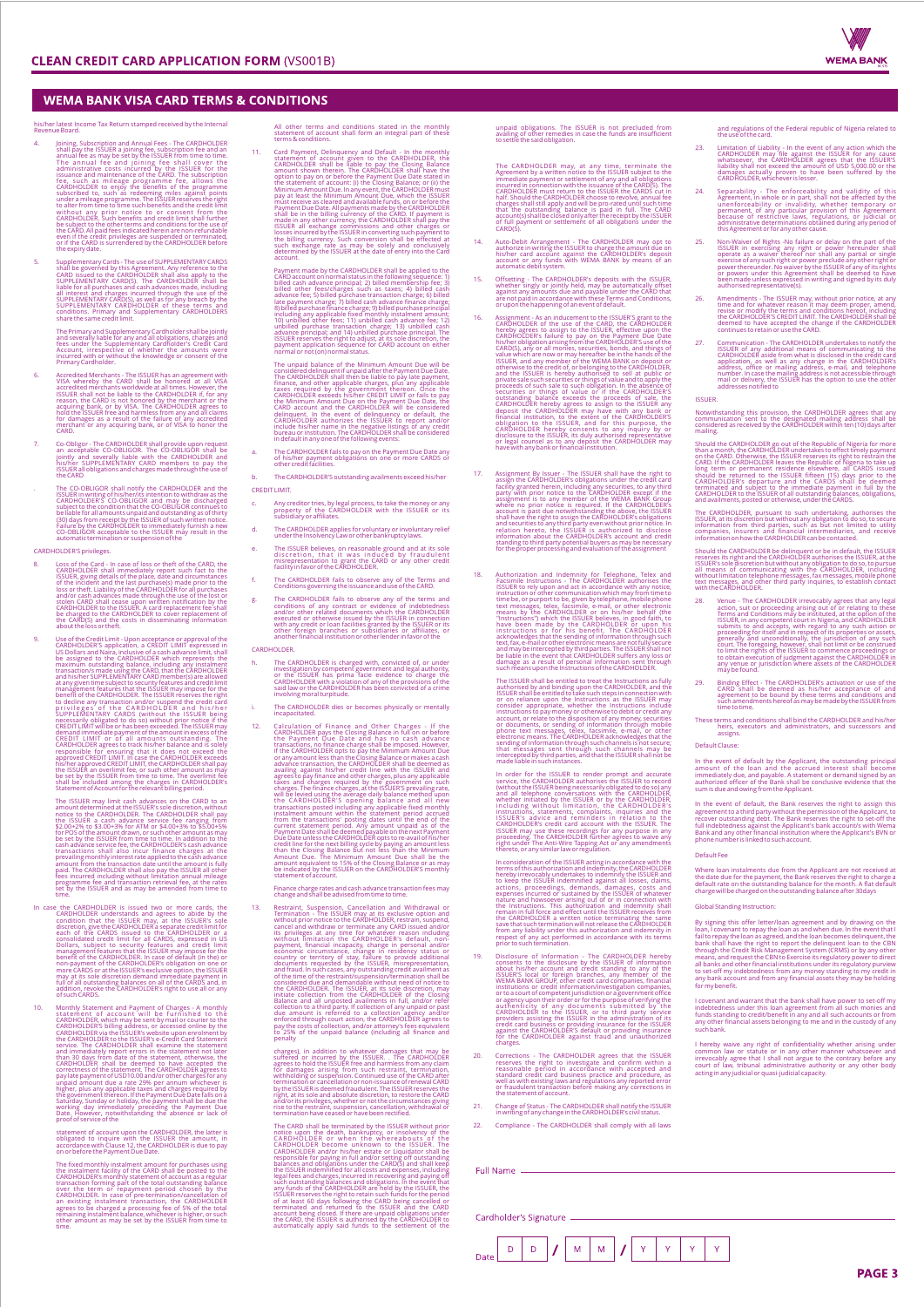# CLEAN CREDIT CARD APPLICATION FORM (VS001B)

## WEMA BANK VISA CARD TERMS & CONDITIONS

his/her latest Income Tax Return stamped received by the Internal Revenue Board.

4. Joining, Subscription and Annual Fees - The CARDHOLDER shall pay the ISSUER a joining fee, subscription fee and an annual fee as may be set by the ISSUER from time to time. The annual fee and joining fee shall cover the administrative costs incurred by the ISSUER for the issuance and maintenance of the CARD. The subscription fee, such as mileage programme fee, allows the CARDHOLDER to enjoy the benefits of the programme subscribed to, such as redeeming miles against points under a mileage programme. The ISSUER reserves the right to alter from time to time such benefits and the credit limit without any prior notice to or consent from the CARDHOLDER. Such benefits and credit limit shall further be subject to the other terms and conditions for the use of the CARD. All paid fees indicated herein are non-refundable even if the credit privileges are suspended or terminated, or if the CARD is surrendered by the CARDHOLDER before the expiry date.

5. Supplementary Cards - The use of SUPPLEMENTARY CARDS shall be governed by this Agreement. Any reference to the CARD issued to the CARDHOLDER shall also apply to the SUPPLEMENTARY CARD(S). The CARDHOLDER shall be liable for all purchases and cash advances made, including all interest and charges incurred through the use of the SUPPLEMENTARY CARD(S), as well as for any breach by the SUPPLEMENTARY CARDHOLDER of these terms and conditions. Primary and Supplementary CARDHOLDERS share the same credit limit.

The Primary and Supplementary Cardholder shall be jointly and severally liable for any and all obligations, charges and fees under the Supplementary Cardholder's Credit Card Account, irrespective of whether the amounts were incurred with or without the knowledge or consent of the Primary Cardholder.

6. Accredited Merchants - The ISSUER has an agreement with VISA whereby the CARD shall be honored at all VISA accredited merchants worldwide at all times. However, the ISSUER shall not be liable to the CARDHOLDER if, for any reason, the CARD is not honored by the merchant or the acquiring bank, or by VISA. The CARDHOLDER agrees to hold the ISSUER free and harmless from any and all claims for damages as a result of the failure of any accredited merchant or any acquiring bank, or of VISA to honor the CARD.

7. Co-Obligor - The CARDHOLDER shall provide upon request an acceptable CO-OBLIGOR. The CO-OBLIGOR shall be jointly and severally liable with the CARDHOLDER and his/her SUPPLEMENTARY CARD members to pay the ISSUER all obligations and charges made through the use of the CARD

The CO-OBLIGOR shall notify the CARDHOLDER and the ISSUER in writing of his/her/its intention to withdraw as the CARDHOLDER'S CO-OBLIGOR and may be discharged subject to the condition that the CO-OBLIGOR continues to be liable for all amounts unpaid and outstanding as of thirty (30) days from receipt by the ISSUER of such written notice. Failure by the CARDHOLDER to immediately furnish a new CO-OBLIGOR acceptable to the ISSUER may result in the automatic termination or suspension of the

CARDHOLDER'S privileges.

8. Loss of the Card - In case of loss or theft of the CARD, the CARDHOLDER shall immediately report such fact to the ISSUER, giving details of the place, date and circumstances of the incident and the last purchase(s) made prior to the loss or theft. Liability of the CARDHOLDER for all purchases and/or cash advances made through the use of the lost or stolen CARD shall cease upon written notification by the CARDHOLDER to the ISSUER. A card replacement fee shall be charged to the CARDHOLDER to cover replacement of the CARD(S) and the costs in disseminating information about the loss or theft.

9. Use of the Credit Limit - Upon acceptance or approval of the CARDHOLDER'S application, a CREDIT LIMIT expressed in US Dollars and Naira, inclusive of a cash advance limit, shall be assigned to the CARDHOLDER which represents the maximum outstanding balance, including any instalment transaction/s made using the CARD, that the CARDHOLDER and his/her SUPPLEMENTARY CARD member(s) are allowed at any given time subject to security features and credit limit management features that the ISSUER may impose for the benefit of the CARDHOLDER. The ISSUER reserves the right to decline any transaction and/or suspend the credit card privileges of the CARDHOLDER and his/her SUPPLEMENTARY CARDS without the ISSUER being necessarily obligated to do so) without prior notice if the CREDIT LIMIT will be or has been exceeded. The ISSUER may demand immediate payment of the amount in excess of the CREDIT LIMIT or of all amounts outstanding. The CARDHOLDER agrees to track his/her balance and is solely responsible for ensuring that it does not exceed the approved CREDIT LIMIT. In case the CARDHOLDER exceeds his/her approved CREDIT LIMIT, the CARDHOLDER shall pay the ISSUER an overlimit fee, or such other amount as may be set by the ISSUER from time to time. The overlimit fee shall be included among the charges in CARDHOLDER's Statement of Account for the relevant billing period.

The ISSUER may limit cash advances on the CARD to an amount determined at the ISSUER's sole discretion, without notice to the CARDHOLDER. The CARDHOLDER shall pay the ISSUER a cash advance service fee ranging from \$2.00+2% to \$3.00+3% for ATM or \$4.00+3% to \$5.20+5% for POS of the amount drawn, or such other amount as may be set by the ISSUER from time to time. In addition to the cash advance service fee, the CARDHOLDER's cash advance transactions shall also incur finance charges at the prevailing monthly interest rate applied to the cash advance amount from the transaction date until the amount is fully paid. The CARDHOLDER shall also pay the ISSUER all other fees incurred including without limitation annual mileage programme fee and transaction retrieval fee, at the rates set by the ISSUER and as may be amended from time to time.

In case the CARDHOLDER is issued two or more cards, the CARDHOLDER understands and agrees to abide by the condition that the ISSUER may, at the ISSUER's sole discretion, give the CARDHOLDER a separate credit limit for each of the CARDS issued to the CARDHOLDER or a consolidated credit limit for all CARDS, expressed in US Dollars, subject to security features and credit limit management features that the ISSUER may impose for the benefit of the CARDHOLDER. In case of default (in the) or non-payment of the CARDHOLDER's obligation on one or more CARDS or at the ISSUER's exclusive option, the ISSUER may at its sole discretion demand immediate payment in full of all outstanding balances on all of the CARDS and, in addition, revoke the CARDHOLDER's right to use all or any of such CARDS.

10. Monthly Statement and Payment of Charges - A monthly statement of account will be furnished to the CARDHOLDER, which may be sent by mail or courier to the CARDHOLDER's billing address, or accessed online by the CARDHOLDER via the ISSUER's website upon enrolment by the CARDHOLDER to the ISSUER's e-Credit Card Statement service. The CARDHOLDER shall examine the statement and immediately report errors in the statement not later than 30 days from date of the statement, otherwise, the CARDHOLDER shall be deemed to have accepted the correctness of the statement. The CARDHOLDER agrees to pay late payment of USD10.00 and/or other charges for any unpaid amount due a rate 29% per annum whichever is higher, plus any applicable taxes and charges required by the government thereon. If the Payment Due Date falls on a Saturday, Sunday or holiday, the payment shall be due the working day immediately preceding the Payment Due Date. However, notwithstanding the absence or lack of proof of service of the

statement of account upon the CARDHOLDER, the latter is obligated to inquire with the ISSUER the amount, in accordance with Clause 12, the CARDHOLDER is due to pay on or before the Payment Due Date.

The fixed monthly instalment amount for purchases using the instalment facility of the CARD shall be posted to the CARDHOLDER's monthly statement of account as a regular transaction forming part of the total outstanding balance over the term of repayment period chosen by the CARDHOLDER. In case of pre-termination/cancellation of an existing instalment transaction, the CARDHOLDER agrees to be charged a processing fee of 5% of the total remaining instalment balance, whichever is higher, or such other amount as may be set by the ISSUER from time to time.

All other terms and conditions stated in the monthly statement of account shall form an integral part of these terms & conditions.

11. Card Payment, Delinquency and Default - In the monthly statement of account given to the CARDHOLDER, the CARDHOLDER shall be liable to pay the Closing Balance amount shown therein. The CARDHOLDER shall have the option to pay on or before the Payment Due Date stated in the statement of account: (i) the Closing Balance; or (ii) the Minimum Amount Due. In any event, the CARDHOLDER must pay at least the Minimum Amount Due, which the ISSUER must receive as cleared and available funds, on or before the Payment Due Date. All payments made by the CARDHOLDER shall be in the billing currency of the CARD. If payment is made in any other currency, the CARDHOLDER shall pay the ISSUER all exchange commissions and other charges or losses incurred by the ISSUER in converting such payment to the billing currency. Such conversion shall be effected at such exchange rate as may be solely and conclusively determined by the ISSUER at the date of entry into the Card account.

Payment made by the CARDHOLDER shall be applied to the CARD account on normal status in the following sequence: 1) billed cash advance principal; 2) billed membership fee; 3) billed other fees/charges such as taxes; 4) billed cash advance fee; 5) billed purchase transaction charge; 6) billed late payment charge; 7) billed cash advance finance charge; 8) billed purchase finance charge; 9) billed purchase principal including any applicable fixed monthly instalment amount; 10) unbilled other fees; 11) unbilled cash advance fee; 12) unbilled purchase transaction charge; 13) unbilled cash advance principal; and 14) unbilled purchase principal. The ISSUER reserves the right to adjust, at its sole discretion, the payment application sequence for CARD account on either normal or not (on) normal status.

The unpaid balance of the Minimum Amount Due will be considered delinquent if unpaid after the Payment Due Date. The CARDHOLDER shall then be liable to pay late payment, finance, and other applicable charges, plus any applicable taxes required by the government thereon. Once the CARDHOLDER exceeds his/her CREDIT LIMIT or fails to pay the Minimum Amount Due on the Payment Due Date, the CARD account and the CARDHOLDER will be considered delinquent. In the event of delinquency or default, the CARDHOLDER authorizes the ISSUER to report and/or include his/her name in the negative listings of any credit bureau or institution. The CARDHOLDER shall be considered in default in any one of the following events:

a. The CARDHOLDER fails to pay on the Payment Due Date any of his/her payment obligations on one or more CARDS or other credit facilities.

b. The CARDHOLDER's outstanding availments exceed his/her

CREDIT LIMIT.

c. Any creditor tries, by legal process, to take the money or any property of the CARDHOLDER with the ISSUER or its subsidiary or affiliates.

d. The CARDHOLDER applies for voluntary or involuntary relief under the insolvency Law or other bankruptcy laws.

e. The ISSUER believes, on reasonable ground and at its sole discretion, that it was induced by fraudulent misrepresentation to grant the CARD or any other credit facility in favor of the CARDHOLDER.

f. The CARDHOLDER fails to observe any of the Terms and Conditions governing the issuance and use of the CARD.

g. The CARDHOLDER fails to observe any of the terms and conditions of any contract or evidence of indebtedness and/or other related documents which the CARDHOLDER executed or otherwise issued by the ISSUER in connection with any credit or loan facilities granted by the ISSUER or its other foreign branches or subsidiaries or affiliates, or another financial institution or other lender in favor of the

CARDHOLDER.

h. The CARDHOLDER is charged with, convicted of, or under investigation by competent government and legal authority, or the ISSUER has prima facie evidence to charge the CARDHOLDER with a violation of any of the provisions of the said law or the CARDHOLDER has been convicted of a crime involving moral turpitude.

i. The CARDHOLDER dies or becomes physically or mentally incapacitated.

12. Calculation of Finance and Other Charges - If the CARDHOLDER pays the Closing Balance in full on or before the Payment Due Date and has no cash advance transactions, no finance charge shall be imposed. However, if the CARDHOLDER opts to pay the Minimum Amount Due or any amount less than the Closing Balance or makes a cash advance transaction, the CARDHOLDER shall be deemed as availing against his/her credit line with the ISSUER and agrees to pay finance and other charges, plus any applicable taxes and charges required by the government on such charges. The finance charges, at the ISSUER's prevailing rate, will be levied using the average daily balance method upon the CARDHOLDER's opening balance and all new transactions posted including any applicable fixed monthly instalment amount within the statement period accrued from the transactions' posting dates until the end of the current statement period. Any amount unpaid as of the Payment Date shall be deemed payable on the next Payment Due Date unless the CARDHOLDER opts to re-avail of his/her credit line for the next billing cycle by paying an amount less than the Closing Balance but not less than the Minimum Amount Due. The Minimum Amount Due shall be the amount equivalent to 15% of the Closing Balance or as may be indicated by the ISSUER on the CARDHOLDER's monthly statement of account.

Finance charge rates and cash advance transaction fees may change and shall be advised from time to time.

13. Restraint, Suspension, Cancellation and Withdrawal or Termination - The ISSUER may, at its exclusive option and without prior notice to the CARDHOLDER, restrain, suspend, cancel and withdraw or terminate any CARD issued and/or its privileges at any time for whatever reason including without limitation the CARDHOLDER's default, non-payment, financial incapacity, change in personal and/or economic circumstance, change in residency status or country or territory of stay, failure to provide additional documents requested by the ISSUER, misrepresentation, and fraud. In such cases, any outstanding credit availment as of the time of the restraint/suspension/termination shall be considered due and demandable without need of notice to the CARDHOLDER. The ISSUER, at its sole discretion, may initiate collection from the CARDHOLDER of the Closing Balance and all unposted availments in full, and/or refer collection to a third party. If collection of any unpaid or past due amount is referred to a collection agency and/or enforced through court action, the CARDHOLDER agrees to pay the costs of collection, and/or attorney's fees equivalent to 25% of the unpaid balance (including all finance and penalty

charges), in addition to whatever damages that may be suffered or incurred by the ISSUER. . The CARDHOLDER agrees to hold the ISSUER free and harmless from any claim for damages arising from such restraint, termination, withholding or suspension. Continued use of the CARD after termination or cancellation or non-issuance of renewal CARD by the ISSUER is deemed fraudulent. The ISSUER reserves the right, at its sole and absolute discretion, to restore the CARD and/or its privileges, whether or not the circumstances giving rise to the restraint, suspension, cancellation, withdrawal or termination have ceased or have been rectified.

The CARD shall be terminated by the ISSUER without prior notice upon the death, bankruptcy, or insolvency of the CARDHOLDER or when the whereabouts of the CARDHOLDER become unknown to the ISSUER. The CARDHOLDER and/or his/her estate or Liquidator shall be responsible for paying in full and/or setting off outstanding balances and obligations under the CARD(S) and shall keep the ISSUER indemnified for all costs and expenses, including legal fees and charges, incurred in recovering and paying off such outstanding balances and obligations. In the event that any funds of the CARDHOLDER are held by the ISSUER, the ISSUER reserves the right to retain such funds for the period of at least 60 days following the CARD being cancelled or terminated and returned to the ISSUER and the CARD account being closed. If there are unpaid obligations under the CARD, the ISSUER is authorised by the CARDHOLDER to automatically apply said funds to the settlement of the unpaid obligations. The ISSUER is not precluded from availing of other remedies in case the funds are insufficient to settle the said obligation.

The CARDHOLDER may, at any time, terminate the Agreement by a written notice to the ISSUER subject to the immediate payment or settlement of any and all obligations incurred in connection with the issuance of the CARD(S). The CARDHOLDER must return to the ISSUER the CARDS cut in half. Should the CARDHOLDER choose to revolve, annual fee charges shall still apply and will be pro-rated until such time that the outstanding balance is paid in full. The CARD account(s) shall be closed only after the receipt by the ISSUER of full payment or settlement of all obligations under the CARD(S).

14. Auto-Debit Arrangement - The CARDHOLDER may opt to authorize in writing the ISSUER to charge the amount due on his/her card account against the CARDHOLDER's deposit account or any funds with WEMA BANK by means of an automatic debit system.

15. Offsetting - The CARDHOLDER's deposits with the ISSUER, whether singly or jointly held, may be automatically offset against any amounts due and payable under the CARD that are not paid in accordance with these Terms and Conditions, or upon the happening of an event of default.

16. Assignment - As an inducement to the ISSUER's grant to the CARDHOLDER of the use of the CARD, the CARDHOLDER hereby agrees to assign to the ISSUER, effective upon the CARDHOLDER's failure to pay on the Payment Due Date his/her obligation arising from the CARDHOLDER's use of the CARD(S), any or all monies, securities, bonds, and things of value which are now or may hereafter be in the hands of the ISSUER, and any member of the WEMA BANK on deposit or otherwise to the credit of, or belonging to the CARDHOLDER, and the ISSUER is hereby authorized to sell at public or private sale such securities or things of value and to apply the proceeds of such sale to such obligation. In the absence of securities or things of value or if the CARDHOLDER'S outstanding balance exceeds the proceeds of sale, the CARDHOLDER hereby agrees to assign to the ISSUER any deposit the CARDHOLDER may have with any bank or financial institution, to the extent of the CARDHOLDER'S obligation to the ISSUER, and for this purpose, the CARDHOLDER hereby consents to any inquiry by or disclosure to the ISSUER, its duly authorised representative or legal counsel as to any deposit the CARDHOLDER may have with any bank or financial institution.

17. Assignment By Issuer - The ISSUER shall have the right to assign the CARDHOLDER's obligations under the credit card facility granted herein, including any securities, to any third party with prior notice to the CARDHOLDER except if the assignment is to any member of the WEMA BANK Group where no prior notice is required. If the CARDHOLDER's account is past due notwithstanding the above, the ISSUER shall have the right to assign the CARDHOLDER's obligations and securities to any third party even without prior notice. In relation hereto, the ISSUER is authorized to disclose information about the CARDHOLDER's account and credit standing to third party potential buyers as may be necessary for the proper processing and evaluation of the assignment

18. Authorization and Indemnity for Telephone, Telex and Facsimile Instructions - The CARDHOLDER authorises the ISSUER to rely upon and act in accordance with any notice, instruction or other communication which may from time to time be, or purport to be, given by telephone, mobile phone text messages, telex, facsimile, e-mail, or other electronic means by the CARDHOLDER or on his/her behalf (the "Instructions") which the ISSUER believes, in good faith, to have been made by the CARDHOLDER or upon his instructions or for his benefit. The CARDHOLDER acknowledges that the sending of information through such text, fax, e-mail or other electronic means are not fully secure and may be intercepted by third parties. The ISSUER shall not be liable in the event that CARDHOLDER suffers any loss or damage as a result of personal information sent through such means upon the instructions of the CARDHOLDER.

The ISSUER shall be entitled to treat the Instructions as fully authorised by and binding upon the CARDHOLDER, and the ISSUER shall be entitled to take such steps in connection with or on reliance upon the Instructions as the ISSUER may consider appropriate, whether the Instructions include instructions to pay money or otherwise to debit or credit any account, or relate to the disposition of any money, securities or documents, or sending of information through mobile phone text messages, telex, facsimile, e-mail, or other electronic means. The CARDHOLDER acknowledges that the sending of information through such channels is not secure; that messages sent through such channels may be intercepted by third parties, and that the ISSUER shall not be made liable in such instances.

In order for the ISSUER to render prompt and accurate service, the CARDHOLDER authorises the ISSUER to record (without the ISSUER being necessarily obligated to do so) any and all telephone conversations with the CARDHOLDER, whether initiated by the ISSUER or by the CARDHOLDER, including without limitation, the CARDHOLDER's instructions, statements, complaints, inquiries, and the ISSUER's advice and reminders in relation to the CARDHOLDER's credit card account with the ISSUER. The ISSUER may use these recordings for any purpose in any proceeding. The CARDHOLDER further agrees to waive any right under The Anti-Wire Tapping Act or any amendments thereto, or any similar law or regulation.

In consideration of the ISSUER acting in accordance with the terms of this authorization and indemnity, the CARDHOLDER hereby irrevocably undertakes to indemnify the ISSUER and to keep the ISSUER indemnified against all losses, claims, actions, proceedings, demands, damages, costs and expenses incurred or sustained by the ISSUER of whatever nature and howsoever arising out of or in connection with the Instructions. This authorization and indemnity shall remain in full force and effect until the ISSUER receives from the CARDHOLDER a written notice terminating the same save that such termination will not release the CARDHOLDER from any liability under this authorization and indemnity in respect of any act performed in accordance with its terms prior to such termination.

19. Disclosure of Information - The CARDHOLDER hereby consents to the disclosure by the ISSUER of information about his/her account and credit standing to any of the ISSUER's local or foreign branches, any member of the WEMA BANK GROUP, other credit card companies, financial institutions or credit information/investigation companies, or to a court of competent jurisdiction or a government office or agency upon their order or for the purpose of verifying the authenticity of any documents submitted by the CARDHOLDER to the ISSUER, or to third party service providers assisting the ISSUER in the administration of its credit card business or providing insurance for the ISSUER against the CARDHOLDER's default or providing insurance for the CARDHOLDER against fraud and unauthorized charges.

20. Corrections - The CARDHOLDER agrees that the ISSUER reserves the right to investigate and confirm within a reasonable period in accordance with accepted and standard credit card business practice and procedure, as well as with existing laws and regulations any reported error or fraudulent transaction before making any corrections in the statement of account.

21. Change of Status - The CARDHOLDER shall notify the ISSUER in writing of any change in the CARDHOLDER's civil status.

22. Compliance - The CARDHOLDER shall comply with all laws and regulations of the Federal republic of Nigeria related to the use of the card.

23. Limitation of Liability - In the event of any action which the CARDHOLDER may file against the ISSUER for any cause whatsoever, the CARDHOLDER agrees that the ISSUER'S liability shall not exceed the amount of USD 5,000.00 or the damages actually proven to have been suffered by the CARDHOLDER, whichever is lesser.

24. Separability - The enforceability and validity of this Agreement, in whole or in part, shall not be affected by the unenforceability or invalidity, whether temporary or permanent, of any particular provision of this Agreement because of restrictive laws, regulations, or judicial or administrative determinations obtained during any period of this Agreement or for any other cause.

25. Non-Waiver of Rights -No failure or delay on the part of the ISSUER in exercising any right or power hereunder shall operate as a waiver thereof nor shall any partial or single exercise of any such right or power preclude any other right or power thereunder. No waiver by the ISSUER of any of its rights or powers under this Agreement shall be deemed to have been made unless expressed in writing and signed by its duly authorised representative(s).

26. Amendments - The ISSUER may, without prior notice, at any time and for whatever reason it may deem proper, amend, revise or modify the terms and conditions hereof, including the CARDHOLDER's CREDIT LIMIT. The CARDHOLDER shall be deemed to have accepted the change if the CARDHOLDER continues to retain or use the CARD.

27. Communication - The CARDHOLDER undertakes to notify the ISSUER of any additional means of communicating to the CARDHOLDER aside from what is disclosed in the credit card application, as well as any change in the CARDHOLDER's address, office or mailing address, e-mail, and telephone number. In case the mailing address is not accessible through mail or delivery, the ISSUER has the option to use the other addresses notified to

ISSUER.

Notwithstanding this provision, the CARDHOLDER agrees that any communication sent to the designated mailing address shall be considered as received by the CARDHOLDER within ten (10) days after mailing.

Should the CARDHOLDER go out of the Republic of Nigeria for more than a month, the CARDHOLDER undertakes to effect timely payment on the CARD. Otherwise, the ISSUER reserves its right to restrain the CARD. If the CARDHOLDER leaves the Republic of Nigeria to take up long term or permanent residence elsewhere, all CARDS issued should be returned to the ISSUER fifteen (15) days prior to the CARDHOLDER's departure and the CARDS shall be deemed terminated and subject to the immediate payment in full by the CARDHOLDER to the ISSUER of all outstanding balances, obligations, and availments, posted or otherwise, under the CARDS.

The CARDHOLDER, pursuant to such undertaking, authorizes the ISSUER, at its discretion but without any obligation to do so, to secure information from third parties, such as but not limited to utility companies, insurers and financial intermediaries, and receive information on how the CARDHOLDER can be contacted.

Should the CARDHOLDER be delinquent or be in default, the ISSUER reserves its right and the CARDHOLDER authorises the ISSUER, at the ISSUER's sole discretion but without any obligation to do so, to pursue all means of communicating with the CARDHOLDER, including without limitation telephone messages, fax messages, mobile phone text messages, and other third party inquiries, to establish contact with the CARDHOLDER.

28. Venue - The CARDHOLDER irrevocably agrees that any legal action, suit or proceeding arising out of or relating to these Terms and Conditions may be instituted, at the option of the ISSUER, in any competent court in Nigeria, and CARDHOLDER submits to and accepts, with regard to any such action or proceeding for itself and in respect of its properties or assets, generally and unconditionally, the jurisdiction of any such court. The foregoing, however, shall not limit or be construed to limit the rights of the ISSUER to commence proceedings or to obtain execution of judgment against the CARDHOLDER in any venue or jurisdiction where assets of the CARDHOLDER may be found.

29. Binding Effect - The CARDHOLDER's activation or use of the CARD shall be deemed as his/her acceptance of and agreement to be bound by these terms and conditions and such amendments hereof as may be made by the ISSUER from time to time.

These terms and conditions shall bind the CARDHOLDER and his/her heirs, executors and administrators, and successors and assigns.

### Default Clause:

In the event of default by the Applicant, the outstanding principal amount of the loan and the accrued interest shall become immediately due, and payable. A statement or demand signed by an authorized officer of the Bank shall be conclusive evidence that the sum is due and owing from the Applicant.

In the event of default, the Bank reserves the right to assign this agreement to a third party without the permission of the Applicant, to recover outstanding debt. The Bank reserves the right to set-off the full indebtedness against the Applicant's bank account/s with Wema Bank and any other financial institution where the Applicant's BVN or phone number is linked to such account.

### Default Fee

Where loan instalments due from the Applicant are not received at the date due for the payment, the Bank reserves the right to charge a default rate on the outstanding balance for the month. A flat default charge will be charged on the outstanding balance after 30days

### Global Standing Instruction:

By signing this offer letter/loan agreement and by drawing on the loan, I covenant to repay the loan as and when due. In the event that I fail to repay the loan as agreed, and the loan becomes delinquent, the bank shall have the right to report the delinquent loan to the CBN through the Credit Risk Management System (CRMS) or by any other means, and request the CBN to Exercise its regulatory power to direct all banks and other financial institutions under its regulatory purview to set-off my indebtedness from any money standing to my credit in any bank account and from any financial assets they may be holding for my benefit.

I covenant and warrant that the bank shall have power to set-off my indebtedness under this loan agreement from all such monies and funds standing to credit/benefit in any and all such accounts or from any other financial assets belonging to me and in the custody of any such bank.

I hereby waive any right of confidentiality whether arising under common law or statute or in any other manner whatsoever and irrevocably agree that I shall not argue to the contrary before any court of law, tribunal administrative authority or any other body acting in any judicial or quasi-judicial capacity.

Full Name ____________________

Cardholder's Signature ____________________

Date | D | D | / | M | M | / | Y | Y | Y | Y |